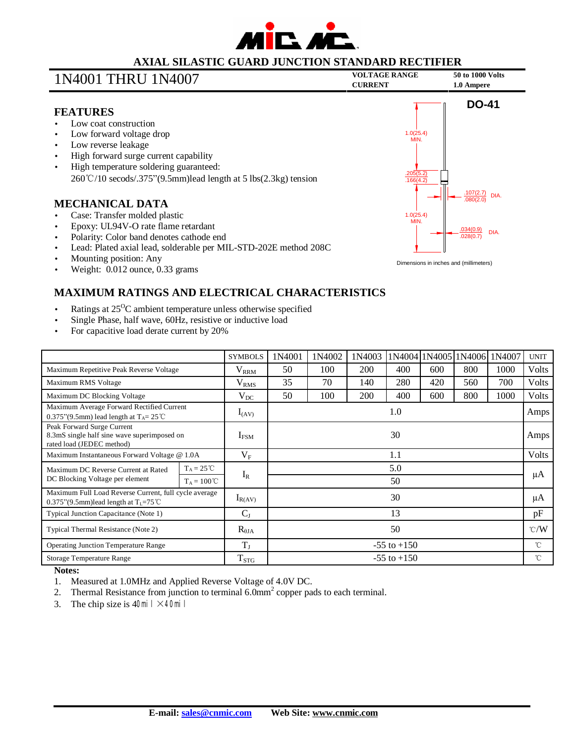# AXIAL SILASTIC GUARD JUNCTION STANDARD RECTIFIER

## 1N4001 THRU 1N4007

**VOLTAGE RANGE** 50 to 1000 Volts
**CURRENT** 1.0 Ampere

## FEATURES

- Low coat construction
- Low forward voltage drop
- Low reverse leakage
- High forward surge current capability
- High temperature soldering guaranteed:
  260℃/10 secods/.375"(9.5mm)lead length at 5 lbs(2.3kg) tension

## MECHANICAL DATA

- Case: Transfer molded plastic
- Epoxy: UL94V-O rate flame retardant
- Polarity: Color band denotes cathode end
- Lead: Plated axial lead, solderable per MIL-STD-202E method 208C
- Mounting position: Any
- Weight: 0.012 ounce, 0.33 grams

**DO-41**

1.0(25.4) MIN.

.205(5.2) / .166(4.2)

.107(2.7) / .080(2.0) DIA.

1.0(25.4) MIN.

.034(0.9) / .028(0.7) DIA.

Dimensions in inches and (millimeters)

## MAXIMUM RATINGS AND ELECTRICAL CHARACTERISTICS

- Ratings at 25°C ambient temperature unless otherwise specified
- Single Phase, half wave, 60Hz, resistive or inductive load
- For capacitive load derate current by 20%

| | | SYMBOLS | 1N4001 | 1N4002 | 1N4003 | 1N4004 | 1N4005 | 1N4006 | 1N4007 | UNIT |
|---|---|---|---|---|---|---|---|---|---|---|
| Maximum Repetitive Peak Reverse Voltage | | $V_{RRM}$ | 50 | 100 | 200 | 400 | 600 | 800 | 1000 | Volts |
| Maximum RMS Voltage | | $V_{RMS}$ | 35 | 70 | 140 | 280 | 420 | 560 | 700 | Volts |
| Maximum DC Blocking Voltage | | $V_{DC}$ | 50 | 100 | 200 | 400 | 600 | 800 | 1000 | Volts |
| Maximum Average Forward Rectified Current 0.375"(9.5mm) lead length at $T_A$= 25℃ | | $I_{(AV)}$ | 1.0 | | | | | | | Amps |
| Peak Forward Surge Current 8.3mS single half sine wave superimposed on rated load (JEDEC method) | | $I_{FSM}$ | 30 | | | | | | | Amps |
| Maximum Instantaneous Forward Voltage @ 1.0A | | $V_F$ | 1.1 | | | | | | | Volts |
| Maximum DC Reverse Current at Rated DC Blocking Voltage per element | $T_A$ = 25℃ | $I_R$ | 5.0 | | | | | | | μA |
| | $T_A$ = 100℃ | | 50 | | | | | | | |
| Maximum Full Load Reverse Current, full cycle average 0.375"(9.5mm)lead length at $T_L$=75℃ | | $I_{R(AV)}$ | 30 | | | | | | | μA |
| Typical Junction Capacitance (Note 1) | | $C_J$ | 13 | | | | | | | pF |
| Typical Thermal Resistance (Note 2) | | $R_{\theta JA}$ | 50 | | | | | | | ℃/W |
| Operating Junction Temperature Range | | $T_J$ | -55 to +150 | | | | | | | ℃ |
| Storage Temperature Range | | $T_{STG}$ | -55 to +150 | | | | | | | ℃ |

**Notes:**

1. Measured at 1.0MHz and Applied Reverse Voltage of 4.0V DC.
2. Thermal Resistance from junction to terminal 6.0mm$^2$ copper pads to each terminal.
3. The chip size is 40mil ×40mil

**E-mail:** sales@cnmic.com **Web Site:** www.cnmic.com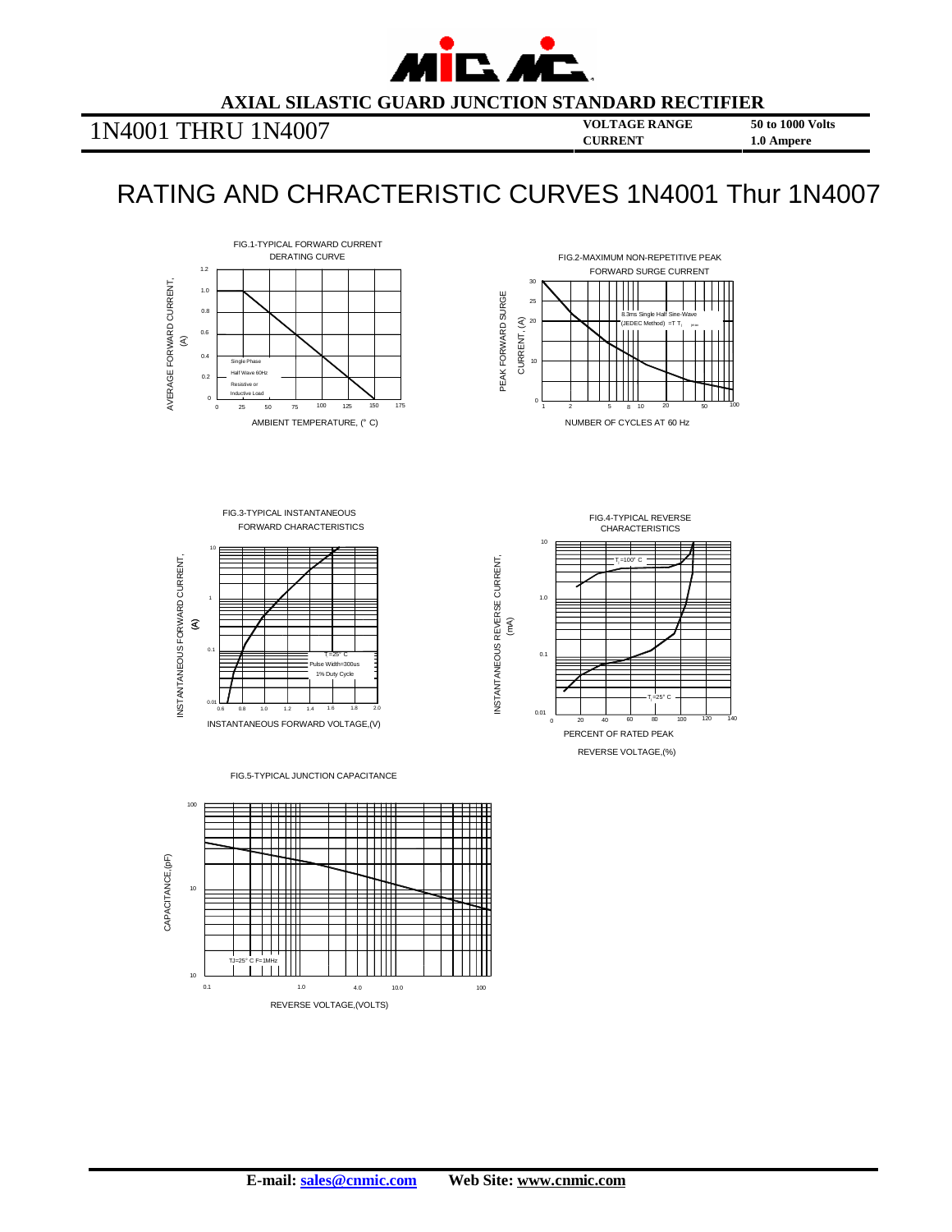AXIAL SILASTIC GUARD JUNCTION STANDARD RECTIFIER

# 1N4001 THRU 1N4007

**VOLTAGE RANGE** 50 to 1000 Volts
**CURRENT** 1.0 Ampere

# RATING AND CHRACTERISTIC CURVES 1N4001 Thur 1N4007

FIG.1-TYPICAL FORWARD CURRENT DERATING CURVE

AVERAGE FORWARD CURRENT, (A)

1.2
1.0
0.8
0.6
0.4
0.2
0

Single Phase
Half Wave 60Hz
Resistive or
Inductive Load

0 25 50 75 100 125 150 175

AMBIENT TEMPERATURE, (° C)

FIG.2-MAXIMUM NON-REPETITIVE PEAK FORWARD SURGE CURRENT

PEAK FORWARD SURGE CURRENT, (A)

30
25
20
10
0

8.3ms Single Half Sine-Wave
(JEDEC Method) =T $T_j$

1 2 5 8 10 20 50 100

NUMBER OF CYCLES AT 60 Hz

FIG.3-TYPICAL INSTANTANEOUS FORWARD CHARACTERISTICS

INSTANTANEOUS FORWARD CURRENT, (A)

10
1
0.1
0.01

$T_j$=25° C
Pulse Width=300us
1% Duty Cycle

0.6 0.8 1.0 1.2 1.4 1.6 1.8 2.0

INSTANTANEOUS FORWARD VOLTAGE,(V)

FIG.4-TYPICAL REVERSE CHARACTERISTICS

INSTANTANEOUS REVERSE CURRENT, (mA)

10
1.0
0.1
0.01

$T_j$=100° C
$T_j$=25° C

0 20 40 60 80 100 120 140

PERCENT OF RATED PEAK REVERSE VOLTAGE,(%)

FIG.5-TYPICAL JUNCTION CAPACITANCE

CAPACITANCE,(pF)

100
10
10

TJ=25° C F=1MHz

0.1 1.0 4.0 10.0 100

REVERSE VOLTAGE,(VOLTS)

**E-mail:** sales@cnmic.com **Web Site:** www.cnmic.com